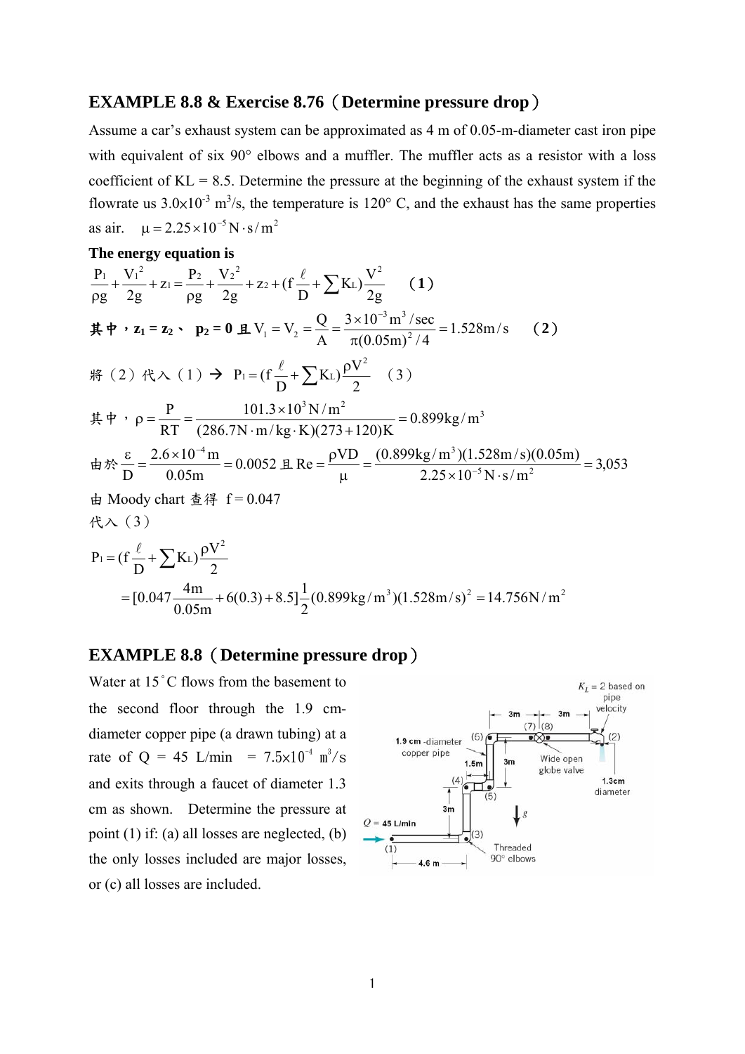## EXAMPLE 8.8 & Exercise 8.76（Determine pressure drop）

Assume a car's exhaust system can be approximated as 4 m of 0.05-m-diameter cast iron pipe with equivalent of six 90° elbows and a muffler. The muffler acts as a resistor with a loss coefficient of KL = 8.5. Determine the pressure at the beginning of the exhaust system if the flowrate us $3.0\times10^{-3}$ $m^3/s$, the temperature is 120° C, and the exhaust has the same properties as air. $\mu = 2.25\times10^{-5}\,N\cdot s/m^2$

**The energy equation is**

$$\frac{P_1}{\rho g}+\frac{V_1^2}{2g}+z_1=\frac{P_2}{\rho g}+\frac{V_2^2}{2g}+z_2+(f\frac{\ell}{D}+\sum K_L)\frac{V^2}{2g} \qquad (1)$$

**其中，$z_1 = z_2$、 $p_2 = 0$ 且** $V_1 = V_2 = \frac{Q}{A} = \frac{3\times10^{-3}m^3/sec}{\pi(0.05m)^2/4} = 1.528m/s$ （2）

將（2）代入（1）→ $P_1 = (f\frac{\ell}{D}+\sum K_L)\frac{\rho V^2}{2}$ （3）

其中，$\rho = \frac{P}{RT} = \frac{101.3\times10^3 N/m^2}{(286.7N\cdot m/kg\cdot K)(273+120)K} = 0.899kg/m^3$

由於 $\frac{\varepsilon}{D} = \frac{2.6\times10^{-4}m}{0.05m} = 0.0052$ 且 $Re = \frac{\rho VD}{\mu} = \frac{(0.899kg/m^3)(1.528m/s)(0.05m)}{2.25\times10^{-5}N\cdot s/m^2} = 3{,}053$

由 Moody chart 查得 $f = 0.047$

代入（3）

$$P_1 = (f\frac{\ell}{D}+\sum K_L)\frac{\rho V^2}{2}$$

$$= [0.047\frac{4m}{0.05m}+6(0.3)+8.5]\frac{1}{2}(0.899kg/m^3)(1.528m/s)^2 = 14.756N/m^2$$

## EXAMPLE 8.8（Determine pressure drop）

Water at 15˚C flows from the basement to the second floor through the 1.9 cm-diameter copper pipe (a drawn tubing) at a rate of Q = 45 L/min = $7.5\times10^{-4}$ $m^3/s$ and exits through a faucet of diameter 1.3 cm as shown. Determine the pressure at point (1) if: (a) all losses are neglected, (b) the only losses included are major losses, or (c) all losses are included.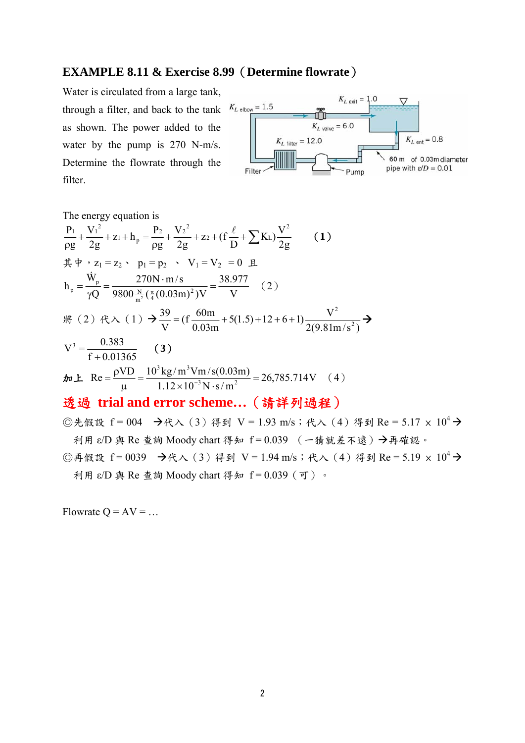## EXAMPLE 8.11 & Exercise 8.99（Determine flowrate）

Water is circulated from a large tank, through a filter, and back to the tank as shown. The power added to the water by the pump is 270 N-m/s. Determine the flowrate through the filter.

$K_{L\ \text{elbow}} = 1.5$, $K_{L\ \text{exit}} = 1.0$, $K_{L\ \text{valve}} = 6.0$, $K_{L\ \text{filter}} = 12.0$, $K_{L\ \text{ent}} = 0.8$

Filter, Pump, 60 m of 0.03m diameter pipe with $\varepsilon/D = 0.01$

The energy equation is

$$\frac{P_1}{\rho g}+\frac{V_1^2}{2g}+z_1+h_p=\frac{P_2}{\rho g}+\frac{V_2^2}{2g}+z_2+(f\frac{\ell}{D}+\sum K_L)\frac{V^2}{2g} \qquad (1)$$

其中，$z_1 = z_2$、 $p_1 = p_2$ 、 $V_1 = V_2 = 0$ 且

$$h_p=\frac{\dot{W}_p}{\gamma Q}=\frac{270\text{N}\cdot\text{m/s}}{9800\frac{\text{N}}{\text{m}^2}(\frac{\pi}{4}(0.03\text{m})^2)V}=\frac{38.977}{V} \qquad (2)$$

將（2）代入（1）→ $\frac{39}{V}=(f\frac{60\text{m}}{0.03\text{m}}+5(1.5)+12+6+1)\frac{V^2}{2(9.81\text{m/s}^2)}$ →

$$V^3=\frac{0.383}{f+0.01365} \qquad (3)$$

加上 $\text{Re}=\frac{\rho VD}{\mu}=\frac{10^3\text{kg/m}^3 V\text{m/s}(0.03\text{m})}{1.12\times10^{-3}\text{N}\cdot\text{s/m}^2}=26{,}785.714V$ （4）

**透過 trial and error scheme…（請詳列過程）**

◎先假設 f = 004 →代入（3）得到 V = 1.93 m/s；代入（4）得到 Re = 5.17 × $10^4$ → 利用 ε/D 與 Re 查詢 Moody chart 得知 f = 0.039 （一猜就差不遠）→再確認。

◎再假設 f = 0039 →代入（3）得到 V = 1.94 m/s；代入（4）得到 Re = 5.19 × $10^4$ → 利用 ε/D 與 Re 查詢 Moody chart 得知 f = 0.039（可）。

Flowrate Q = AV = …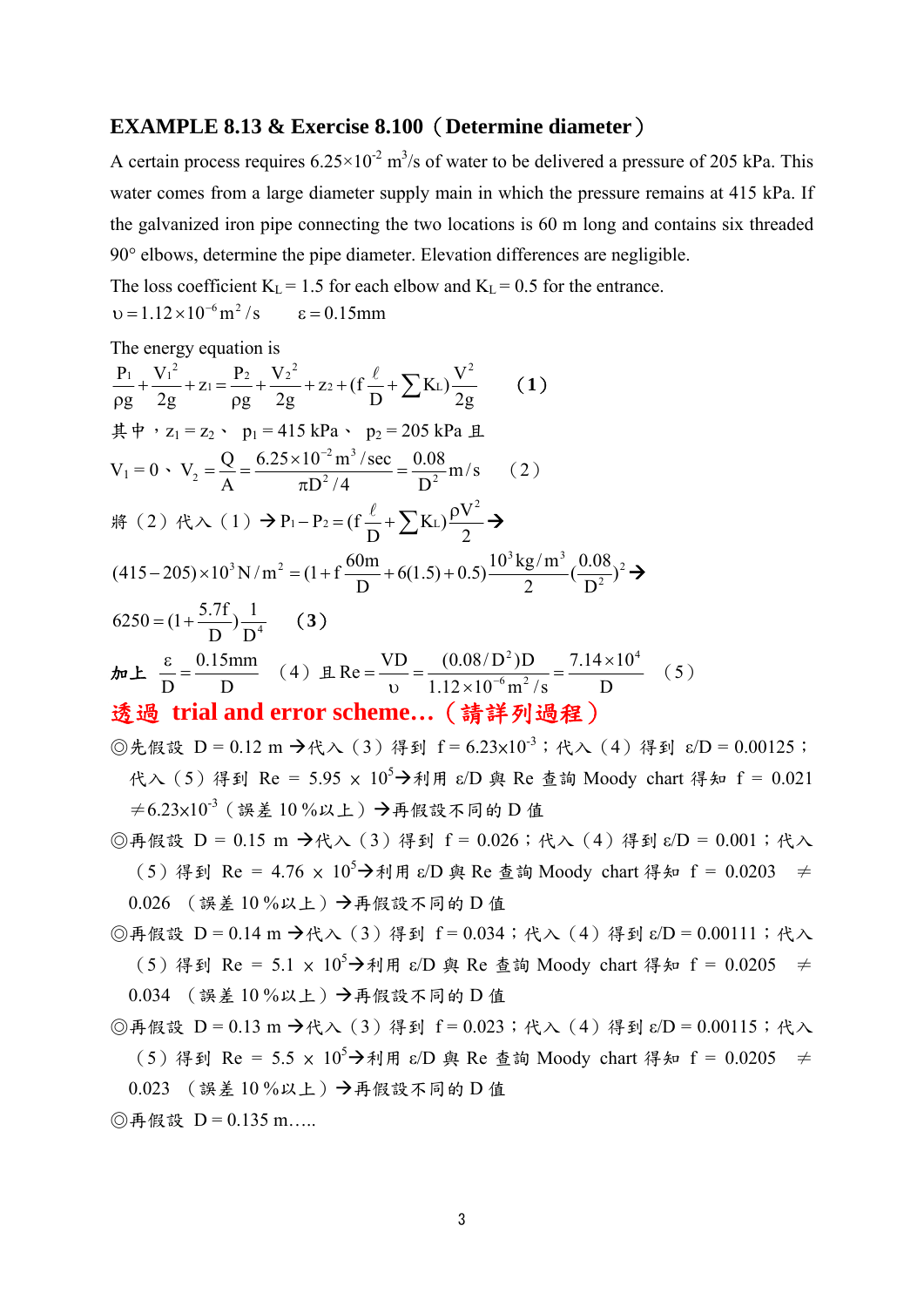### EXAMPLE 8.13 & Exercise 8.100（Determine diameter）

A certain process requires $6.25\times10^{-2}$ $m^3/s$ of water to be delivered a pressure of 205 kPa. This water comes from a large diameter supply main in which the pressure remains at 415 kPa. If the galvanized iron pipe connecting the two locations is 60 m long and contains six threaded 90° elbows, determine the pipe diameter. Elevation differences are negligible.

The loss coefficient $K_L = 1.5$ for each elbow and $K_L = 0.5$ for the entrance.

$\upsilon = 1.12\times10^{-6}\,m^2/s \qquad \varepsilon = 0.15mm$

The energy equation is

$$\frac{P_1}{\rho g}+\frac{V_1^2}{2g}+z_1=\frac{P_2}{\rho g}+\frac{V_2^2}{2g}+z_2+(f\frac{\ell}{D}+\sum K_L)\frac{V^2}{2g} \qquad (1)$$

其中，$z_1 = z_2$、 $p_1 = 415$ kPa、 $p_2 = 205$ kPa 且

$$V_1=0、V_2=\frac{Q}{A}=\frac{6.25\times10^{-2}m^3/sec}{\pi D^2/4}=\frac{0.08}{D^2}m/s \qquad (2)$$

將（2）代入（1）→ $P_1 - P_2 = (f\frac{\ell}{D}+\sum K_L)\frac{\rho V^2}{2}$ →

$$(415-205)\times10^3N/m^2=(1+f\frac{60m}{D}+6(1.5)+0.5)\frac{10^3kg/m^3}{2}(\frac{0.08}{D^2})^2 \rightarrow$$

$$6250=(1+\frac{5.7f}{D})\frac{1}{D^4} \qquad (3)$$

加上 $\frac{\varepsilon}{D}=\frac{0.15mm}{D}$ （4）且 $Re=\frac{VD}{\upsilon}=\frac{(0.08/D^2)D}{1.12\times10^{-6}m^2/s}=\frac{7.14\times10^4}{D}$ （5）

**透過 trial and error scheme…（請詳列過程）**

◎先假設 D = 0.12 m →代入（3）得到 $f = 6.23\times10^{-3}$；代入（4）得到 $\varepsilon/D = 0.00125$；代入（5）得到 $Re = 5.95\times10^5$→利用 ε/D 與 Re 查詢 Moody chart 得知 f = 0.021 $\neq 6.23\times10^{-3}$（誤差 10 %以上）→再假設不同的 D 值

◎再假設 D = 0.15 m →代入（3）得到 f = 0.026；代入（4）得到 $\varepsilon/D = 0.001$；代入（5）得到 $Re = 4.76\times10^5$→利用 ε/D 與 Re 查詢 Moody chart 得知 f = 0.0203 ≠ 0.026 （誤差 10 %以上）→再假設不同的 D 值

◎再假設 D = 0.14 m →代入（3）得到 f = 0.034；代入（4）得到 $\varepsilon/D = 0.00111$；代入（5）得到 $Re = 5.1\times10^5$→利用 ε/D 與 Re 查詢 Moody chart 得知 f = 0.0205 ≠ 0.034 （誤差 10 %以上）→再假設不同的 D 值

◎再假設 D = 0.13 m →代入（3）得到 f = 0.023；代入（4）得到 $\varepsilon/D = 0.00115$；代入（5）得到 $Re = 5.5\times10^5$→利用 ε/D 與 Re 查詢 Moody chart 得知 f = 0.0205 ≠ 0.023 （誤差 10 %以上）→再假設不同的 D 值

◎再假設 D = 0.135 m…..